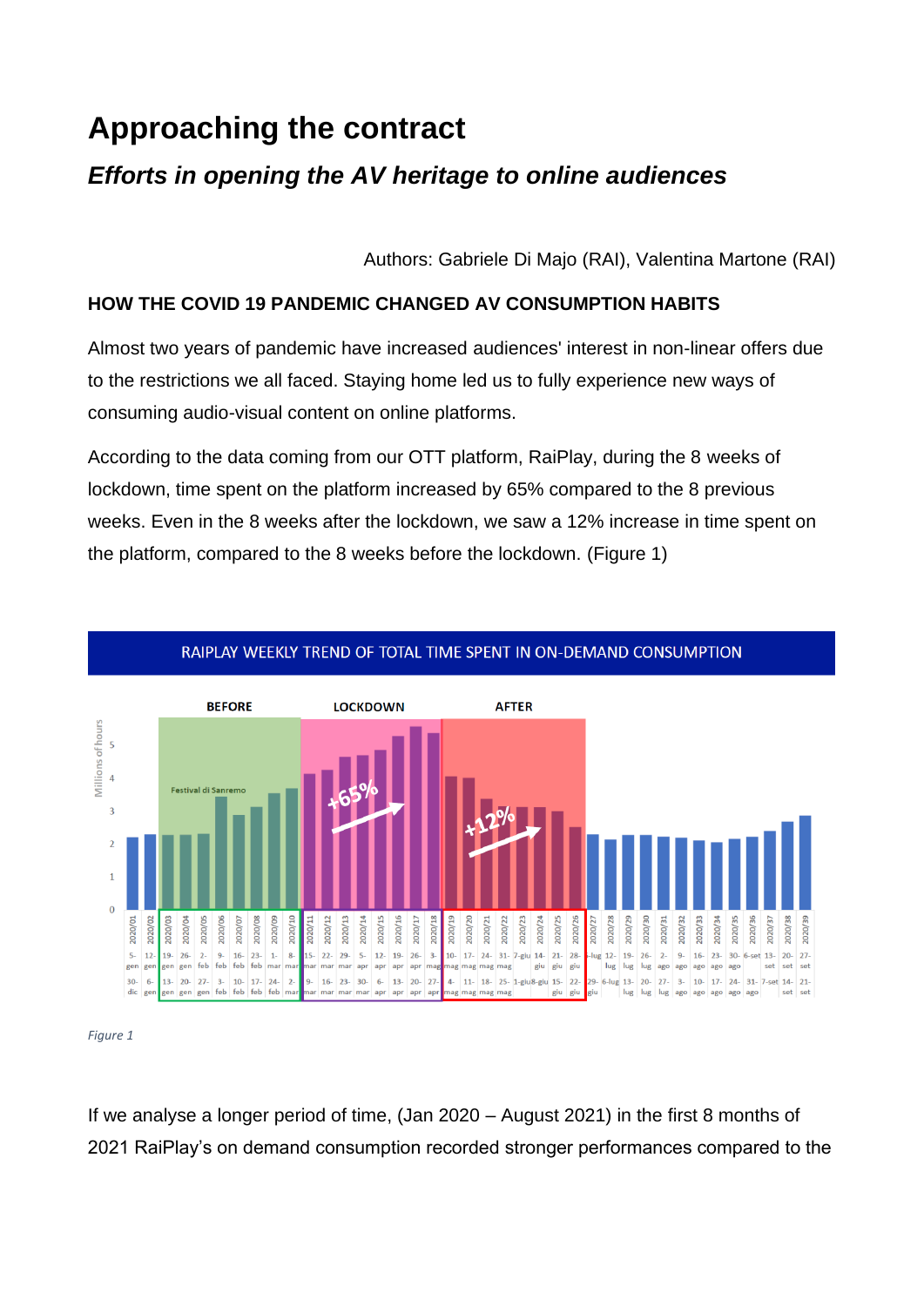# Approaching the contract

## *Efforts in opening the AV heritage to online audiences*

Authors: Gabriele Di Majo (RAI), Valentina Martone (RAI)

### HOW THE COVID 19 PANDEMIC CHANGED AV CONSUMPTION HABITS

Almost two years of pandemic have increased audiences' interest in non-linear offers due to the restrictions we all faced. Staying home led us to fully experience new ways of consuming audio-visual content on online platforms.

According to the data coming from our OTT platform, RaiPlay, during the 8 weeks of lockdown, time spent on the platform increased by 65% compared to the 8 previous weeks. Even in the 8 weeks after the lockdown, we saw a 12% increase in time spent on the platform, compared to the 8 weeks before the lockdown. (Figure 1)

*Figure 1*

If we analyse a longer period of time, (Jan 2020 – August 2021) in the first 8 months of 2021 RaiPlay's on demand consumption recorded stronger performances compared to the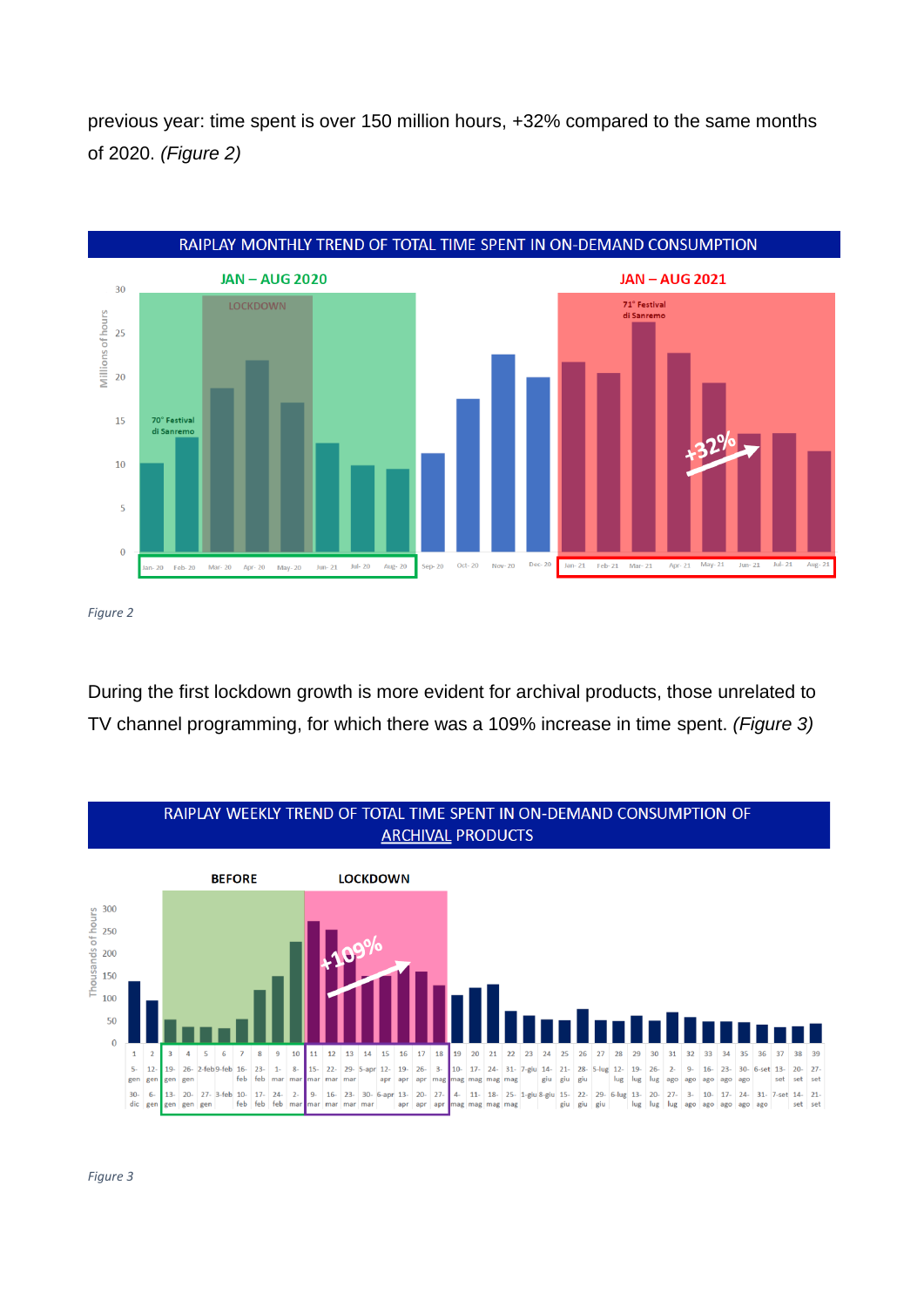previous year: time spent is over 150 million hours, +32% compared to the same months of 2020. *(Figure 2)*

RAIPLAY MONTHLY TREND OF TOTAL TIME SPENT IN ON-DEMAND CONSUMPTION

*Figure 2*

During the first lockdown growth is more evident for archival products, those unrelated to TV channel programming, for which there was a 109% increase in time spent. *(Figure 3)*

RAIPLAY WEEKLY TREND OF TOTAL TIME SPENT IN ON-DEMAND CONSUMPTION OF ARCHIVAL PRODUCTS

*Figure 3*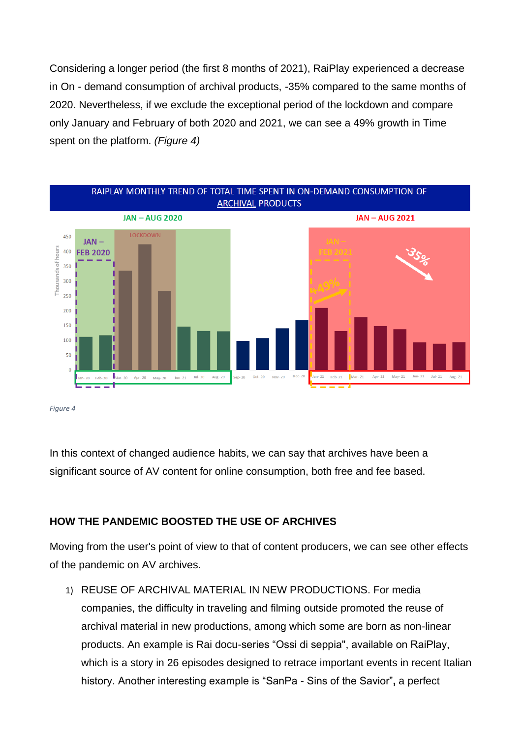Considering a longer period (the first 8 months of 2021), RaiPlay experienced a decrease in On - demand consumption of archival products, -35% compared to the same months of 2020. Nevertheless, if we exclude the exceptional period of the lockdown and compare only January and February of both 2020 and 2021, we can see a 49% growth in Time spent on the platform. *(Figure 4)*

*Figure 4*

In this context of changed audience habits, we can say that archives have been a significant source of AV content for online consumption, both free and fee based.

## HOW THE PANDEMIC BOOSTED THE USE OF ARCHIVES

Moving from the user's point of view to that of content producers, we can see other effects of the pandemic on AV archives.

1) REUSE OF ARCHIVAL MATERIAL IN NEW PRODUCTIONS. For media companies, the difficulty in traveling and filming outside promoted the reuse of archival material in new productions, among which some are born as non-linear products. An example is Rai docu-series "Ossi di seppia", available on RaiPlay, which is a story in 26 episodes designed to retrace important events in recent Italian history. Another interesting example is "SanPa - Sins of the Savior"**,** a perfect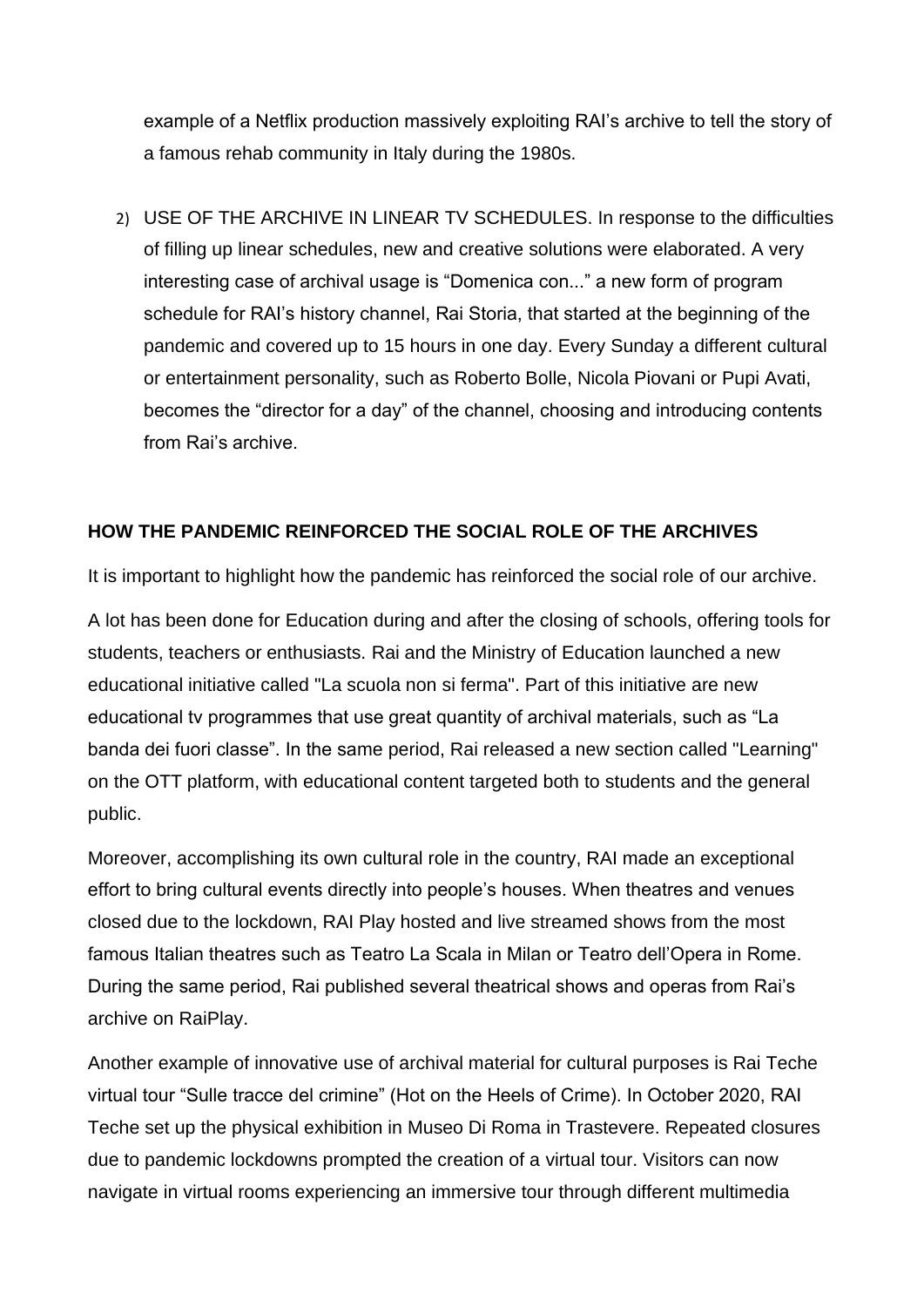example of a Netflix production massively exploiting RAI's archive to tell the story of a famous rehab community in Italy during the 1980s.

2) USE OF THE ARCHIVE IN LINEAR TV SCHEDULES. In response to the difficulties of filling up linear schedules, new and creative solutions were elaborated. A very interesting case of archival usage is "Domenica con..." a new form of program schedule for RAI's history channel, Rai Storia, that started at the beginning of the pandemic and covered up to 15 hours in one day. Every Sunday a different cultural or entertainment personality, such as Roberto Bolle, Nicola Piovani or Pupi Avati, becomes the "director for a day" of the channel, choosing and introducing contents from Rai's archive.

**HOW THE PANDEMIC REINFORCED THE SOCIAL ROLE OF THE ARCHIVES**

It is important to highlight how the pandemic has reinforced the social role of our archive.

A lot has been done for Education during and after the closing of schools, offering tools for students, teachers or enthusiasts. Rai and the Ministry of Education launched a new educational initiative called "La scuola non si ferma". Part of this initiative are new educational tv programmes that use great quantity of archival materials, such as "La banda dei fuori classe". In the same period, Rai released a new section called "Learning" on the OTT platform, with educational content targeted both to students and the general public.

Moreover, accomplishing its own cultural role in the country, RAI made an exceptional effort to bring cultural events directly into people's houses. When theatres and venues closed due to the lockdown, RAI Play hosted and live streamed shows from the most famous Italian theatres such as Teatro La Scala in Milan or Teatro dell'Opera in Rome. During the same period, Rai published several theatrical shows and operas from Rai's archive on RaiPlay.

Another example of innovative use of archival material for cultural purposes is Rai Teche virtual tour "Sulle tracce del crimine" (Hot on the Heels of Crime). In October 2020, RAI Teche set up the physical exhibition in Museo Di Roma in Trastevere. Repeated closures due to pandemic lockdowns prompted the creation of a virtual tour. Visitors can now navigate in virtual rooms experiencing an immersive tour through different multimedia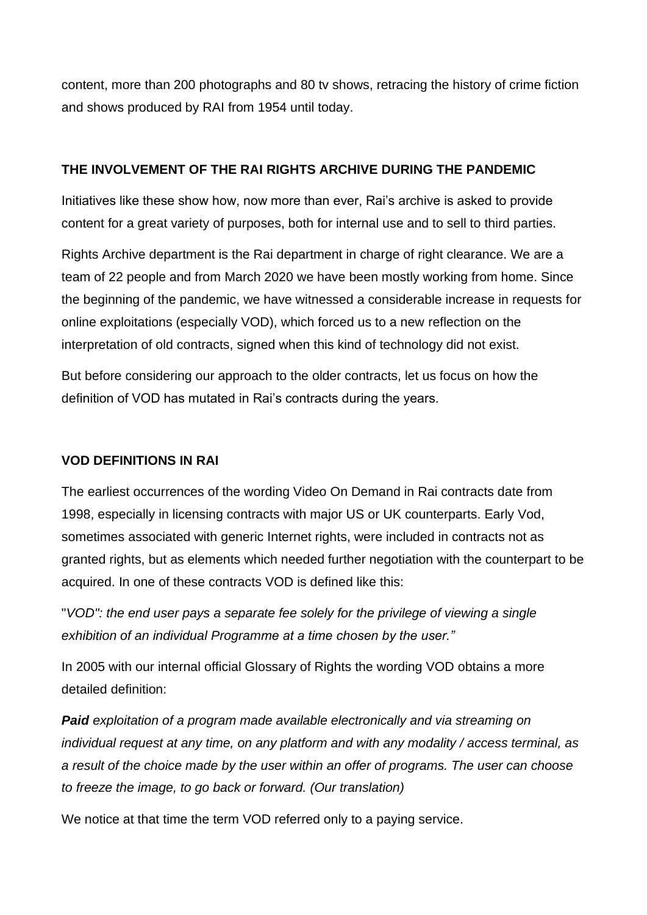content, more than 200 photographs and 80 tv shows, retracing the history of crime fiction and shows produced by RAI from 1954 until today.

## THE INVOLVEMENT OF THE RAI RIGHTS ARCHIVE DURING THE PANDEMIC

Initiatives like these show how, now more than ever, Rai's archive is asked to provide content for a great variety of purposes, both for internal use and to sell to third parties.

Rights Archive department is the Rai department in charge of right clearance. We are a team of 22 people and from March 2020 we have been mostly working from home. Since the beginning of the pandemic, we have witnessed a considerable increase in requests for online exploitations (especially VOD), which forced us to a new reflection on the interpretation of old contracts, signed when this kind of technology did not exist.

But before considering our approach to the older contracts, let us focus on how the definition of VOD has mutated in Rai's contracts during the years.

## VOD DEFINITIONS IN RAI

The earliest occurrences of the wording Video On Demand in Rai contracts date from 1998, especially in licensing contracts with major US or UK counterparts. Early Vod, sometimes associated with generic Internet rights, were included in contracts not as granted rights, but as elements which needed further negotiation with the counterpart to be acquired. In one of these contracts VOD is defined like this:

"*VOD": the end user pays a separate fee solely for the privilege of viewing a single exhibition of an individual Programme at a time chosen by the user."*

In 2005 with our internal official Glossary of Rights the wording VOD obtains a more detailed definition:

***Paid** exploitation of a program made available electronically and via streaming on individual request at any time, on any platform and with any modality / access terminal, as a result of the choice made by the user within an offer of programs. The user can choose to freeze the image, to go back or forward. (Our translation)*

We notice at that time the term VOD referred only to a paying service.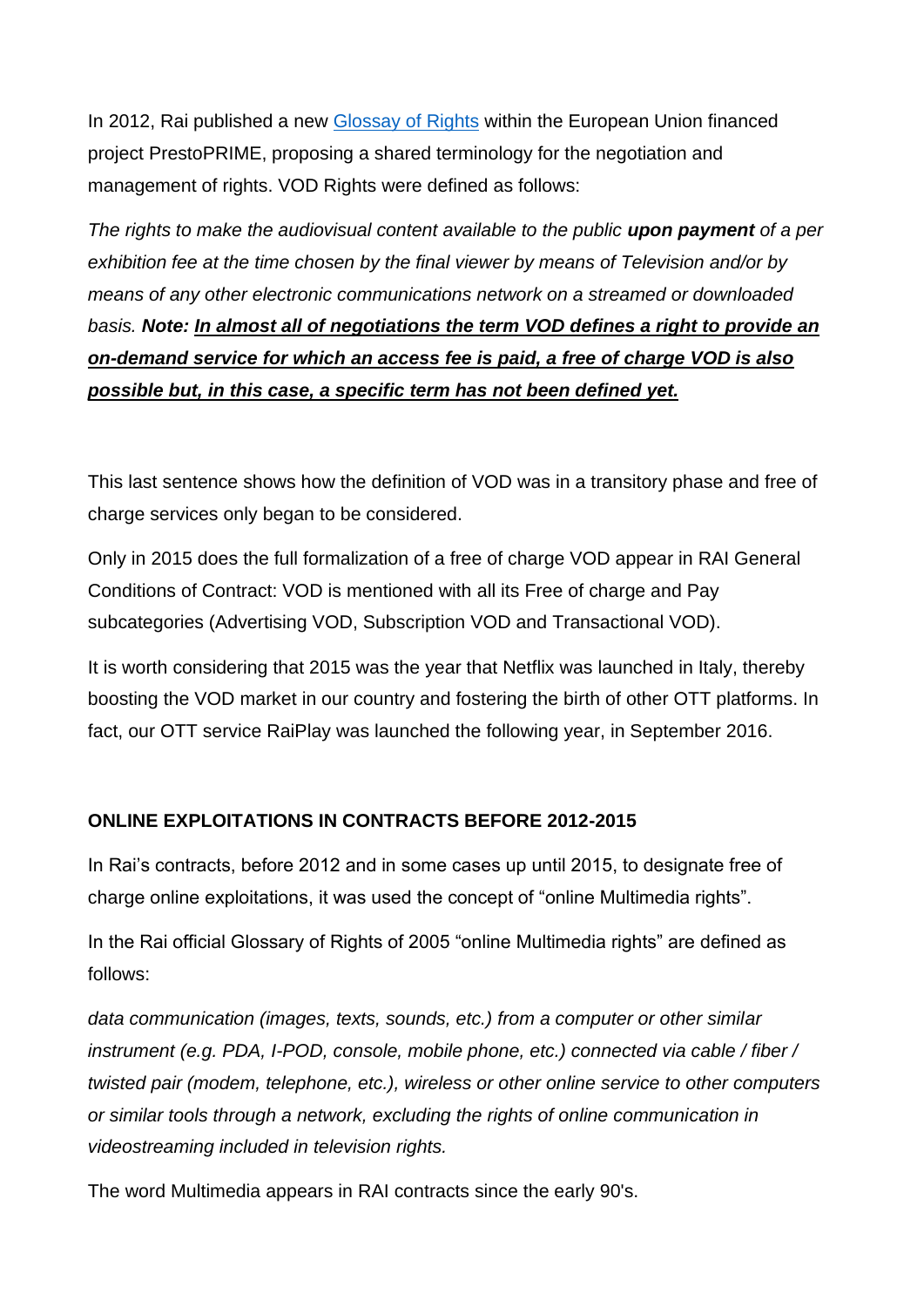In 2012, Rai published a new [Glossay of Rights]() within the European Union financed project PrestoPRIME, proposing a shared terminology for the negotiation and management of rights. VOD Rights were defined as follows:

*The rights to make the audiovisual content available to the public **upon payment** of a per exhibition fee at the time chosen by the final viewer by means of Television and/or by means of any other electronic communications network on a streamed or downloaded basis. **Note: <u>In almost all of negotiations the term VOD defines a right to provide an on-demand service for which an access fee is paid, a free of charge VOD is also possible but, in this case, a specific term has not been defined yet.</u>***

This last sentence shows how the definition of VOD was in a transitory phase and free of charge services only began to be considered.

Only in 2015 does the full formalization of a free of charge VOD appear in RAI General Conditions of Contract: VOD is mentioned with all its Free of charge and Pay subcategories (Advertising VOD, Subscription VOD and Transactional VOD).

It is worth considering that 2015 was the year that Netflix was launched in Italy, thereby boosting the VOD market in our country and fostering the birth of other OTT platforms. In fact, our OTT service RaiPlay was launched the following year, in September 2016.

**ONLINE EXPLOITATIONS IN CONTRACTS BEFORE 2012-2015**

In Rai's contracts, before 2012 and in some cases up until 2015, to designate free of charge online exploitations, it was used the concept of "online Multimedia rights".

In the Rai official Glossary of Rights of 2005 "online Multimedia rights" are defined as follows:

*data communication (images, texts, sounds, etc.) from a computer or other similar instrument (e.g. PDA, I-POD, console, mobile phone, etc.) connected via cable / fiber / twisted pair (modem, telephone, etc.), wireless or other online service to other computers or similar tools through a network, excluding the rights of online communication in videostreaming included in television rights.*

The word Multimedia appears in RAI contracts since the early 90's.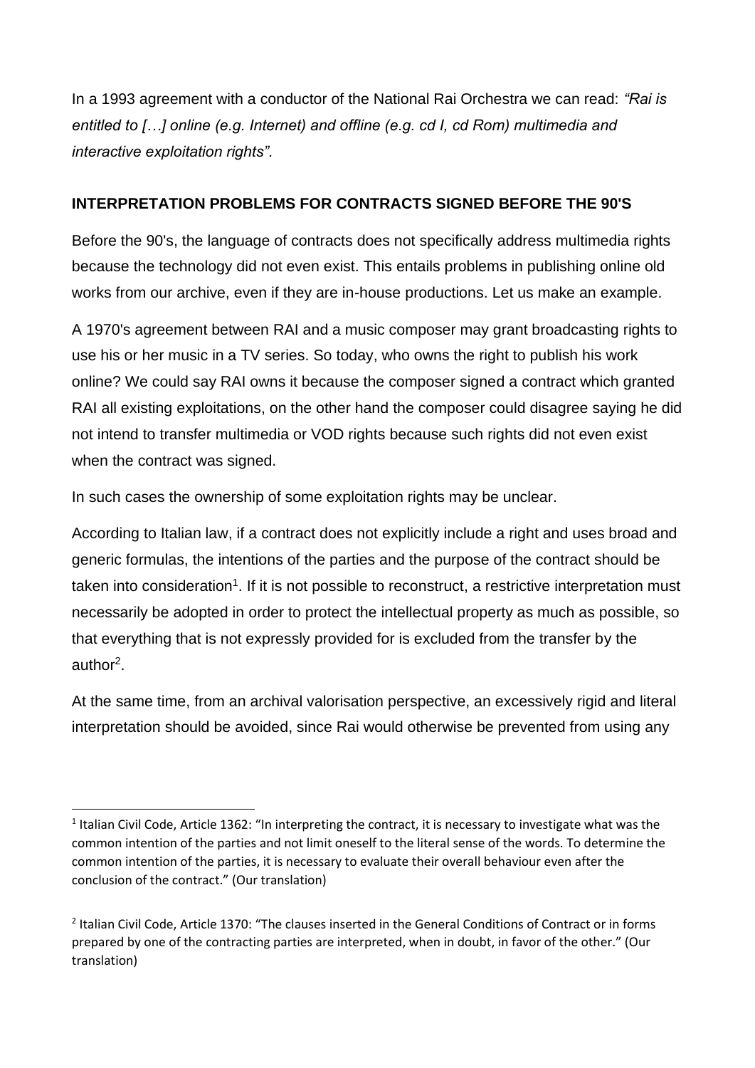In a 1993 agreement with a conductor of the National Rai Orchestra we can read: *"Rai is entitled to […] online (e.g. Internet) and offline (e.g. cd I, cd Rom) multimedia and interactive exploitation rights".*

## INTERPRETATION PROBLEMS FOR CONTRACTS SIGNED BEFORE THE 90'S

Before the 90's, the language of contracts does not specifically address multimedia rights because the technology did not even exist. This entails problems in publishing online old works from our archive, even if they are in-house productions. Let us make an example.

A 1970's agreement between RAI and a music composer may grant broadcasting rights to use his or her music in a TV series. So today, who owns the right to publish his work online? We could say RAI owns it because the composer signed a contract which granted RAI all existing exploitations, on the other hand the composer could disagree saying he did not intend to transfer multimedia or VOD rights because such rights did not even exist when the contract was signed.

In such cases the ownership of some exploitation rights may be unclear.

According to Italian law, if a contract does not explicitly include a right and uses broad and generic formulas, the intentions of the parties and the purpose of the contract should be taken into consideration[1]. If it is not possible to reconstruct, a restrictive interpretation must necessarily be adopted in order to protect the intellectual property as much as possible, so that everything that is not expressly provided for is excluded from the transfer by the author[2].

At the same time, from an archival valorisation perspective, an excessively rigid and literal interpretation should be avoided, since Rai would otherwise be prevented from using any

---

[1] Italian Civil Code, Article 1362: "In interpreting the contract, it is necessary to investigate what was the common intention of the parties and not limit oneself to the literal sense of the words. To determine the common intention of the parties, it is necessary to evaluate their overall behaviour even after the conclusion of the contract." (Our translation)

[2] Italian Civil Code, Article 1370: "The clauses inserted in the General Conditions of Contract or in forms prepared by one of the contracting parties are interpreted, when in doubt, in favor of the other." (Our translation)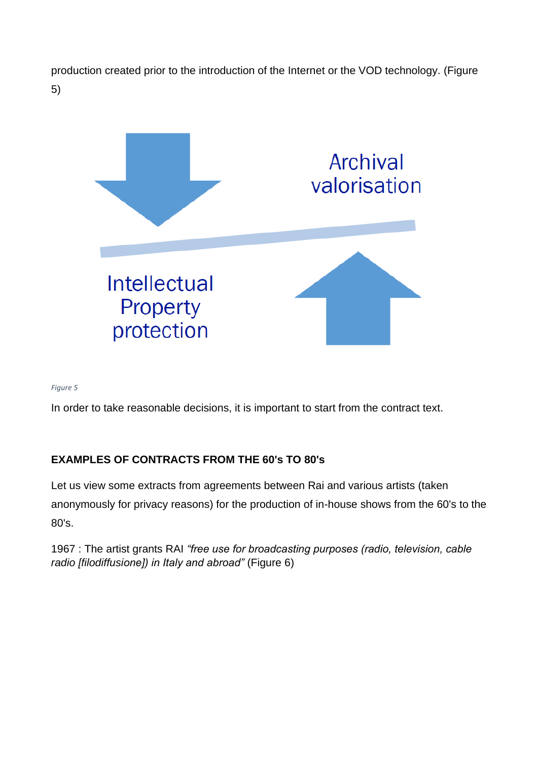production created prior to the introduction of the Internet or the VOD technology. (Figure 5)

Archival valorisation

Intellectual Property protection

*Figure 5*

In order to take reasonable decisions, it is important to start from the contract text.

**EXAMPLES OF CONTRACTS FROM THE 60's TO 80's**

Let us view some extracts from agreements between Rai and various artists (taken anonymously for privacy reasons) for the production of in-house shows from the 60's to the 80's.

1967 : The artist grants RAI *"free use for broadcasting purposes (radio, television, cable radio [filodiffusione]) in Italy and abroad"* (Figure 6)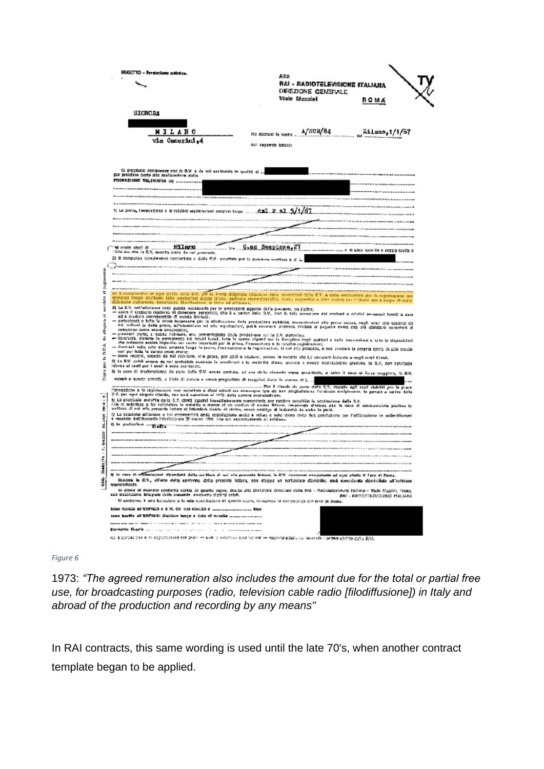OGGETTO - Prestazione artistica.

Alla
RAI - RADIOTELEVISIONE ITALIANA
DIREZIONE GENERALE
Viale Mazzini
ROMA

SIGNORA

MILANO
via Caserini,4

A/SCR/84 Milano,1/1/67

dal 2 al 5/1/67

Milano C.so Sempione,27

*Figure 6*

1973: *"The agreed remuneration also includes the amount due for the total or partial free use, for broadcasting purposes (radio, television cable radio [filodiffusione]) in Italy and abroad of the production and recording by any means"*

In RAI contracts, this same wording is used until the late 70's, when another contract template began to be applied.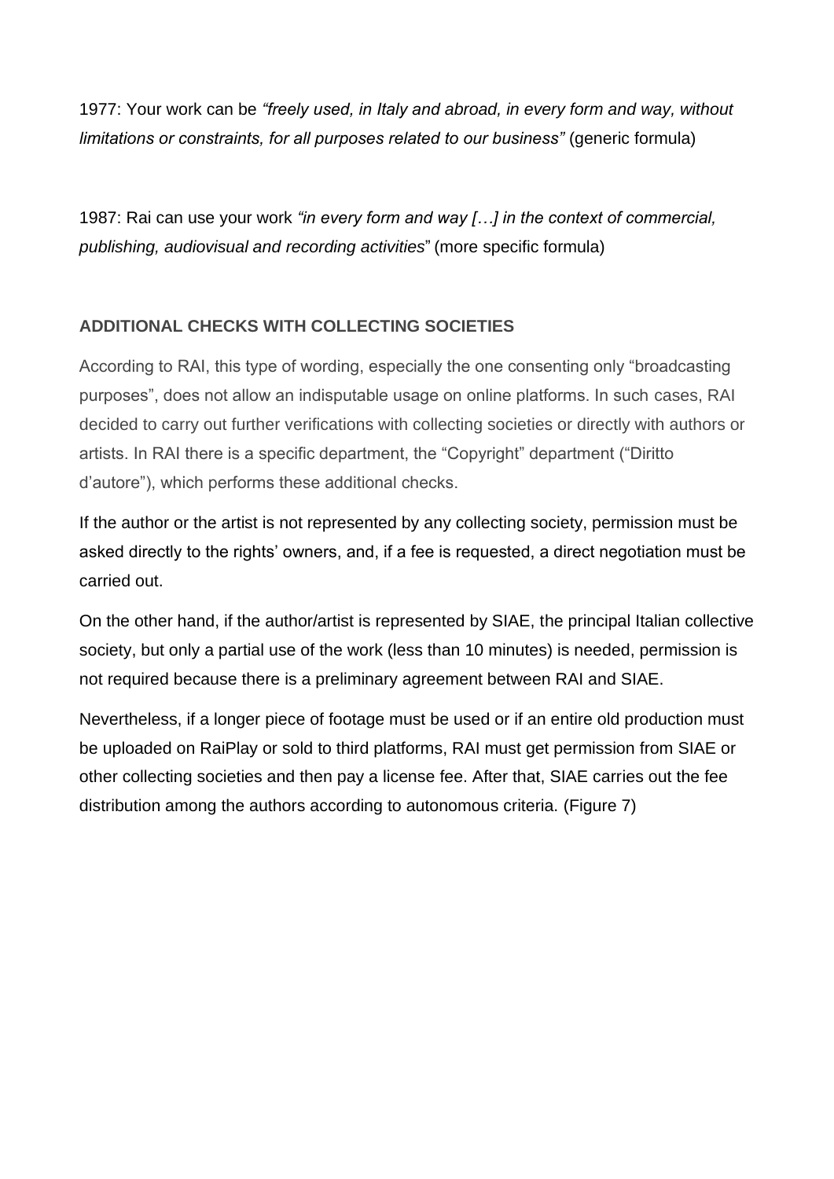1977: Your work can be *“freely used, in Italy and abroad, in every form and way, without limitations or constraints, for all purposes related to our business”* (generic formula)

1987: Rai can use your work *“in every form and way […] in the context of commercial, publishing, audiovisual and recording activities*” (more specific formula)

**ADDITIONAL CHECKS WITH COLLECTING SOCIETIES**

According to RAI, this type of wording, especially the one consenting only “broadcasting purposes”, does not allow an indisputable usage on online platforms. In such cases, RAI decided to carry out further verifications with collecting societies or directly with authors or artists. In RAI there is a specific department, the “Copyright” department (“Diritto d’autore”), which performs these additional checks.

If the author or the artist is not represented by any collecting society, permission must be asked directly to the rights’ owners, and, if a fee is requested, a direct negotiation must be carried out.

On the other hand, if the author/artist is represented by SIAE, the principal Italian collective society, but only a partial use of the work (less than 10 minutes) is needed, permission is not required because there is a preliminary agreement between RAI and SIAE.

Nevertheless, if a longer piece of footage must be used or if an entire old production must be uploaded on RaiPlay or sold to third platforms, RAI must get permission from SIAE or other collecting societies and then pay a license fee. After that, SIAE carries out the fee distribution among the authors according to autonomous criteria. (Figure 7)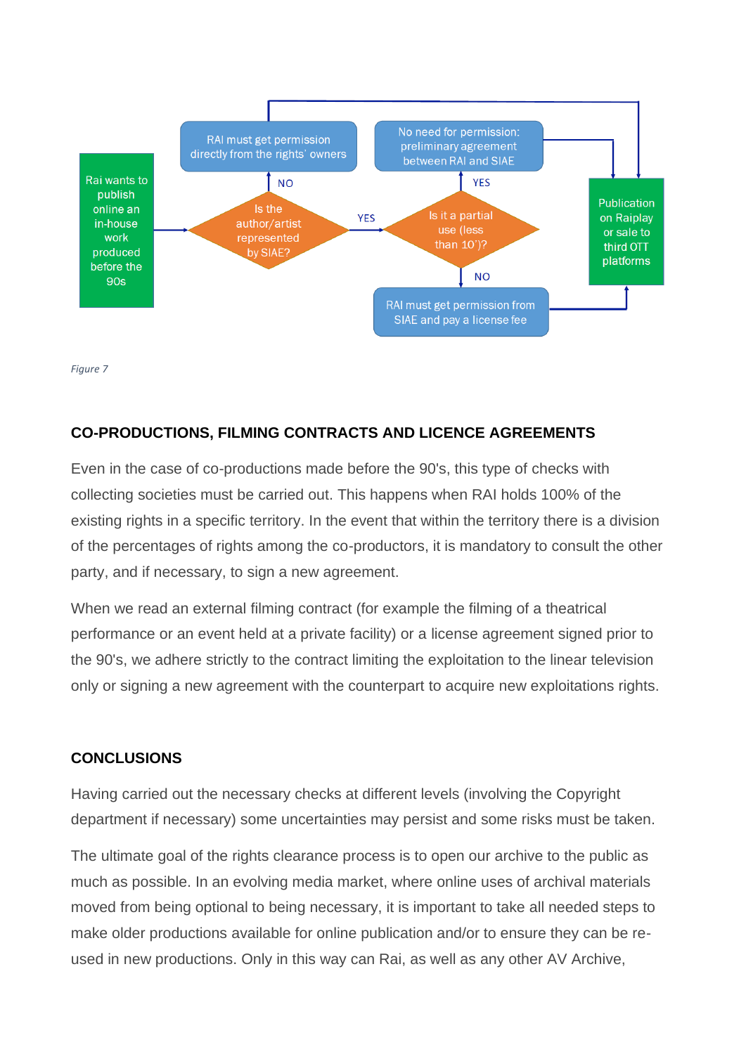Rai wants to publish online an in-house work produced before the 90s

Is the author/artist represented by SIAE?

NO → RAI must get permission directly from the rights' owners → Publication on Raiplay or sale to third OTT platforms

YES → Is it a partial use (less than 10')?

YES → No need for permission: preliminary agreement between RAI and SIAE → Publication on Raiplay or sale to third OTT platforms

NO → RAI must get permission from SIAE and pay a license fee → Publication on Raiplay or sale to third OTT platforms

*Figure 7*

## CO-PRODUCTIONS, FILMING CONTRACTS AND LICENCE AGREEMENTS

Even in the case of co-productions made before the 90's, this type of checks with collecting societies must be carried out. This happens when RAI holds 100% of the existing rights in a specific territory. In the event that within the territory there is a division of the percentages of rights among the co-productors, it is mandatory to consult the other party, and if necessary, to sign a new agreement.

When we read an external filming contract (for example the filming of a theatrical performance or an event held at a private facility) or a license agreement signed prior to the 90's, we adhere strictly to the contract limiting the exploitation to the linear television only or signing a new agreement with the counterpart to acquire new exploitations rights.

## CONCLUSIONS

Having carried out the necessary checks at different levels (involving the Copyright department if necessary) some uncertainties may persist and some risks must be taken.

The ultimate goal of the rights clearance process is to open our archive to the public as much as possible. In an evolving media market, where online uses of archival materials moved from being optional to being necessary, it is important to take all needed steps to make older productions available for online publication and/or to ensure they can be re-used in new productions. Only in this way can Rai, as well as any other AV Archive,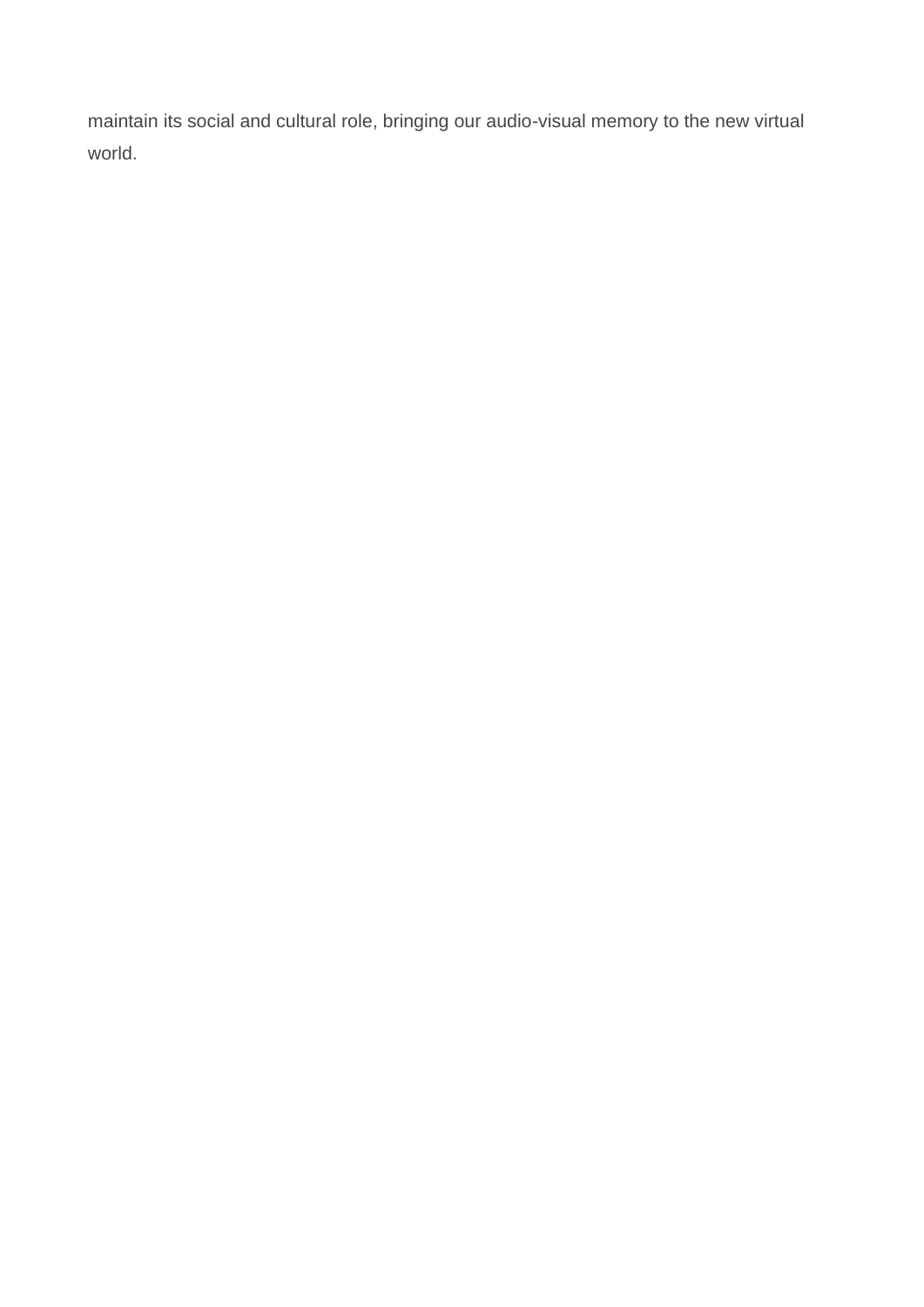maintain its social and cultural role, bringing our audio-visual memory to the new virtual world.